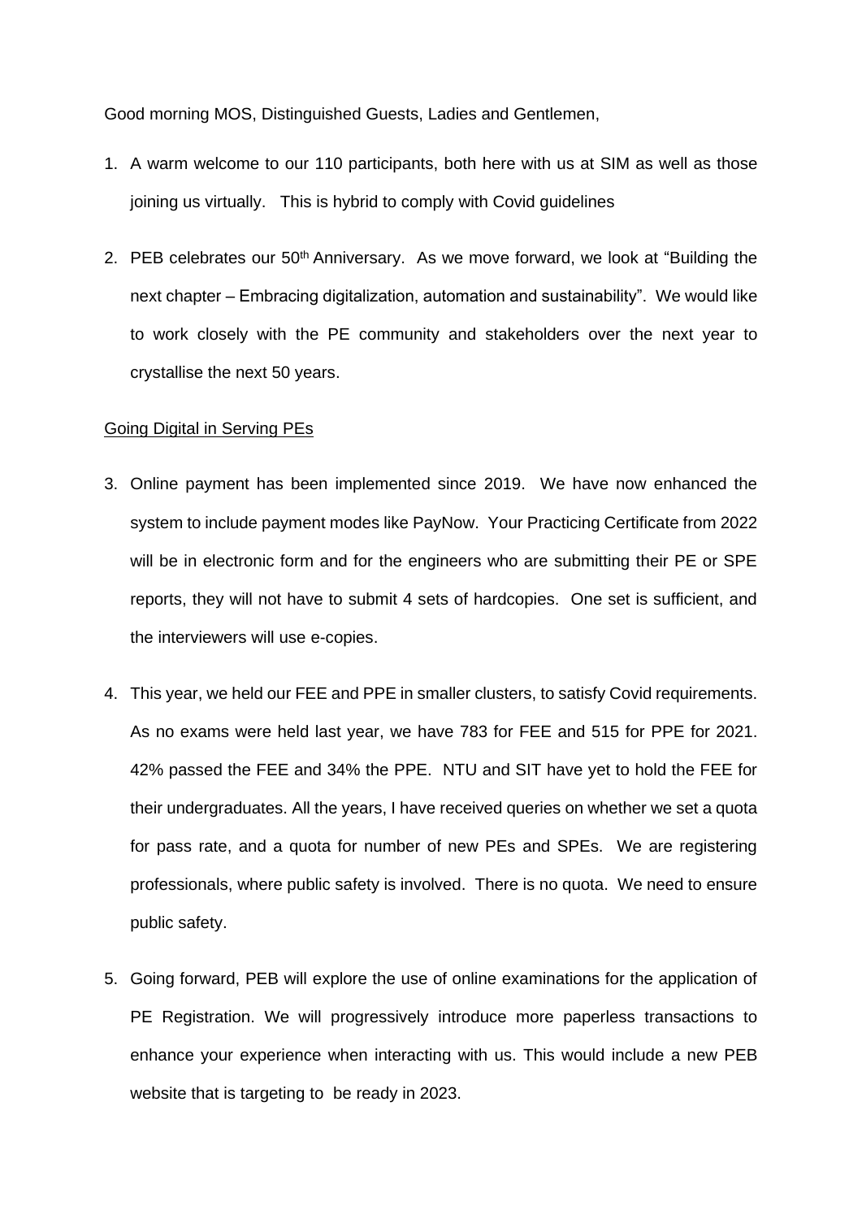Good morning MOS, Distinguished Guests, Ladies and Gentlemen,

1. A warm welcome to our 110 participants, both here with us at SIM as well as those joining us virtually. This is hybrid to comply with Covid guidelines

2. PEB celebrates our 50th Anniversary. As we move forward, we look at "Building the next chapter – Embracing digitalization, automation and sustainability". We would like to work closely with the PE community and stakeholders over the next year to crystallise the next 50 years.

Going Digital in Serving PEs

3. Online payment has been implemented since 2019. We have now enhanced the system to include payment modes like PayNow. Your Practicing Certificate from 2022 will be in electronic form and for the engineers who are submitting their PE or SPE reports, they will not have to submit 4 sets of hardcopies. One set is sufficient, and the interviewers will use e-copies.

4. This year, we held our FEE and PPE in smaller clusters, to satisfy Covid requirements. As no exams were held last year, we have 783 for FEE and 515 for PPE for 2021. 42% passed the FEE and 34% the PPE. NTU and SIT have yet to hold the FEE for their undergraduates. All the years, I have received queries on whether we set a quota for pass rate, and a quota for number of new PEs and SPEs. We are registering professionals, where public safety is involved. There is no quota. We need to ensure public safety.

5. Going forward, PEB will explore the use of online examinations for the application of PE Registration. We will progressively introduce more paperless transactions to enhance your experience when interacting with us. This would include a new PEB website that is targeting to be ready in 2023.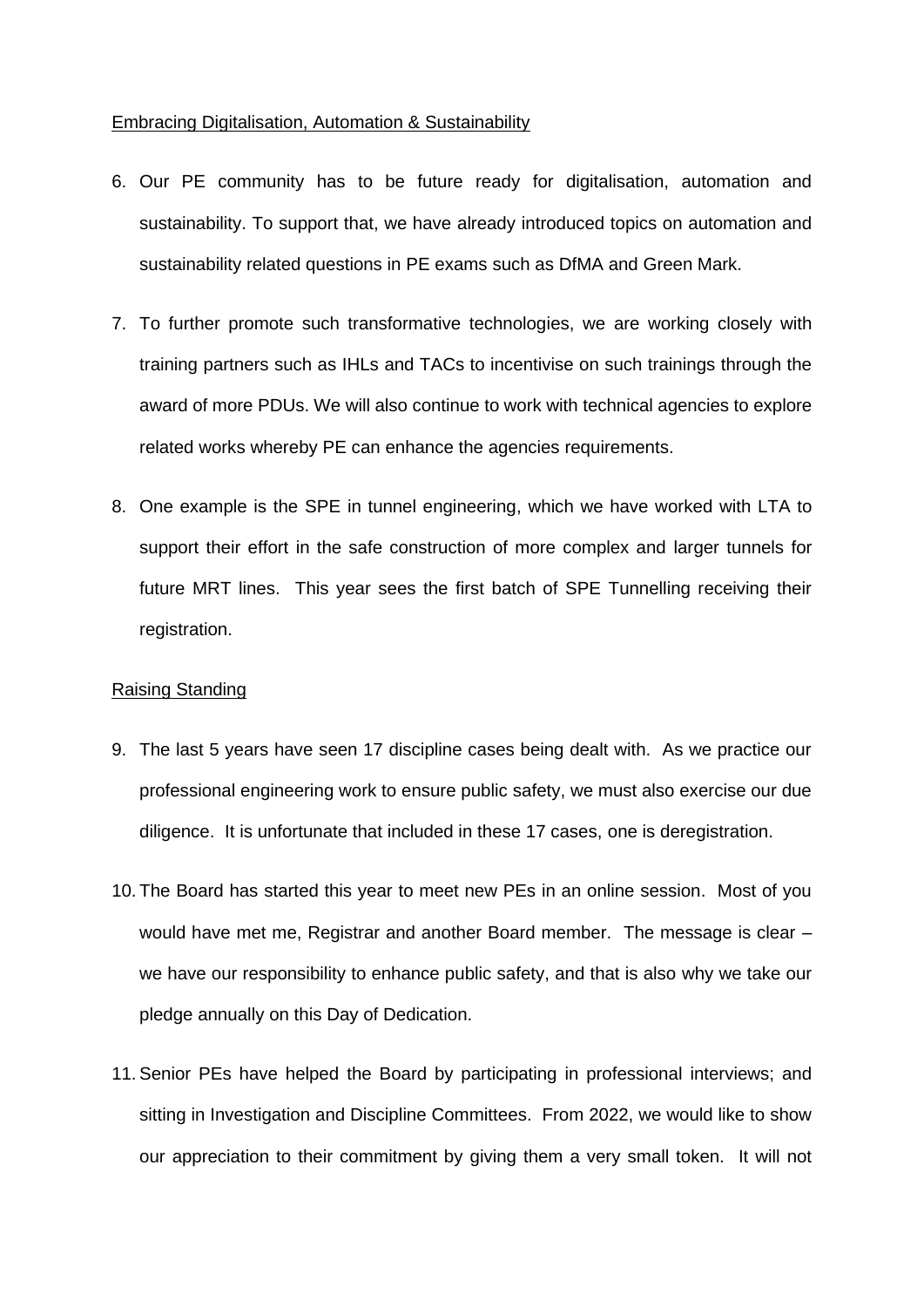<u>Embracing Digitalisation, Automation & Sustainability</u>

6. Our PE community has to be future ready for digitalisation, automation and sustainability. To support that, we have already introduced topics on automation and sustainability related questions in PE exams such as DfMA and Green Mark.

7. To further promote such transformative technologies, we are working closely with training partners such as IHLs and TACs to incentivise on such trainings through the award of more PDUs. We will also continue to work with technical agencies to explore related works whereby PE can enhance the agencies requirements.

8. One example is the SPE in tunnel engineering, which we have worked with LTA to support their effort in the safe construction of more complex and larger tunnels for future MRT lines. This year sees the first batch of SPE Tunnelling receiving their registration.

<u>Raising Standing</u>

9. The last 5 years have seen 17 discipline cases being dealt with. As we practice our professional engineering work to ensure public safety, we must also exercise our due diligence. It is unfortunate that included in these 17 cases, one is deregistration.

10. The Board has started this year to meet new PEs in an online session. Most of you would have met me, Registrar and another Board member. The message is clear – we have our responsibility to enhance public safety, and that is also why we take our pledge annually on this Day of Dedication.

11. Senior PEs have helped the Board by participating in professional interviews; and sitting in Investigation and Discipline Committees. From 2022, we would like to show our appreciation to their commitment by giving them a very small token. It will not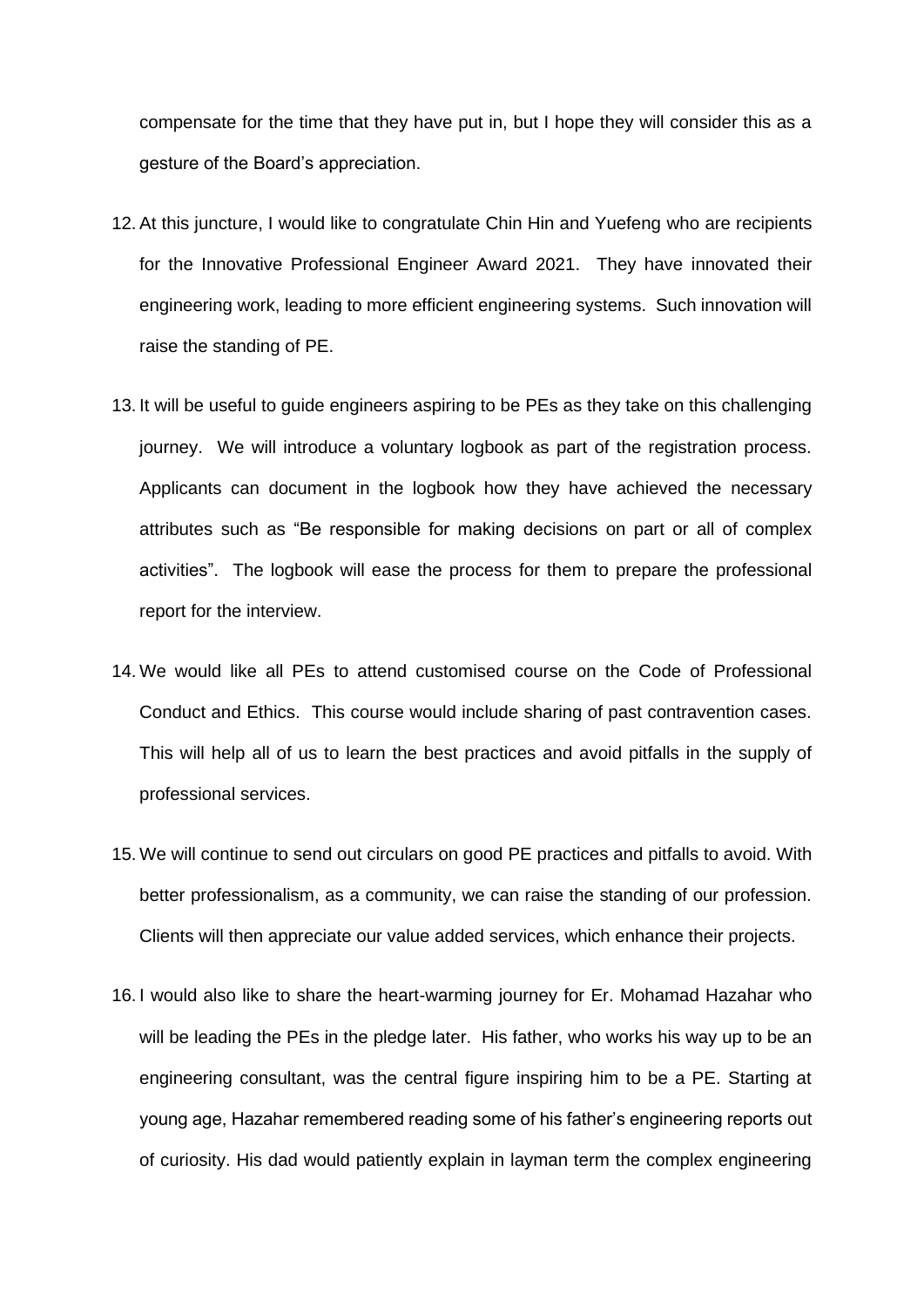compensate for the time that they have put in, but I hope they will consider this as a gesture of the Board's appreciation.

12. At this juncture, I would like to congratulate Chin Hin and Yuefeng who are recipients for the Innovative Professional Engineer Award 2021. They have innovated their engineering work, leading to more efficient engineering systems. Such innovation will raise the standing of PE.

13. It will be useful to guide engineers aspiring to be PEs as they take on this challenging journey. We will introduce a voluntary logbook as part of the registration process. Applicants can document in the logbook how they have achieved the necessary attributes such as "Be responsible for making decisions on part or all of complex activities". The logbook will ease the process for them to prepare the professional report for the interview.

14. We would like all PEs to attend customised course on the Code of Professional Conduct and Ethics. This course would include sharing of past contravention cases. This will help all of us to learn the best practices and avoid pitfalls in the supply of professional services.

15. We will continue to send out circulars on good PE practices and pitfalls to avoid. With better professionalism, as a community, we can raise the standing of our profession. Clients will then appreciate our value added services, which enhance their projects.

16. I would also like to share the heart-warming journey for Er. Mohamad Hazahar who will be leading the PEs in the pledge later. His father, who works his way up to be an engineering consultant, was the central figure inspiring him to be a PE. Starting at young age, Hazahar remembered reading some of his father's engineering reports out of curiosity. His dad would patiently explain in layman term the complex engineering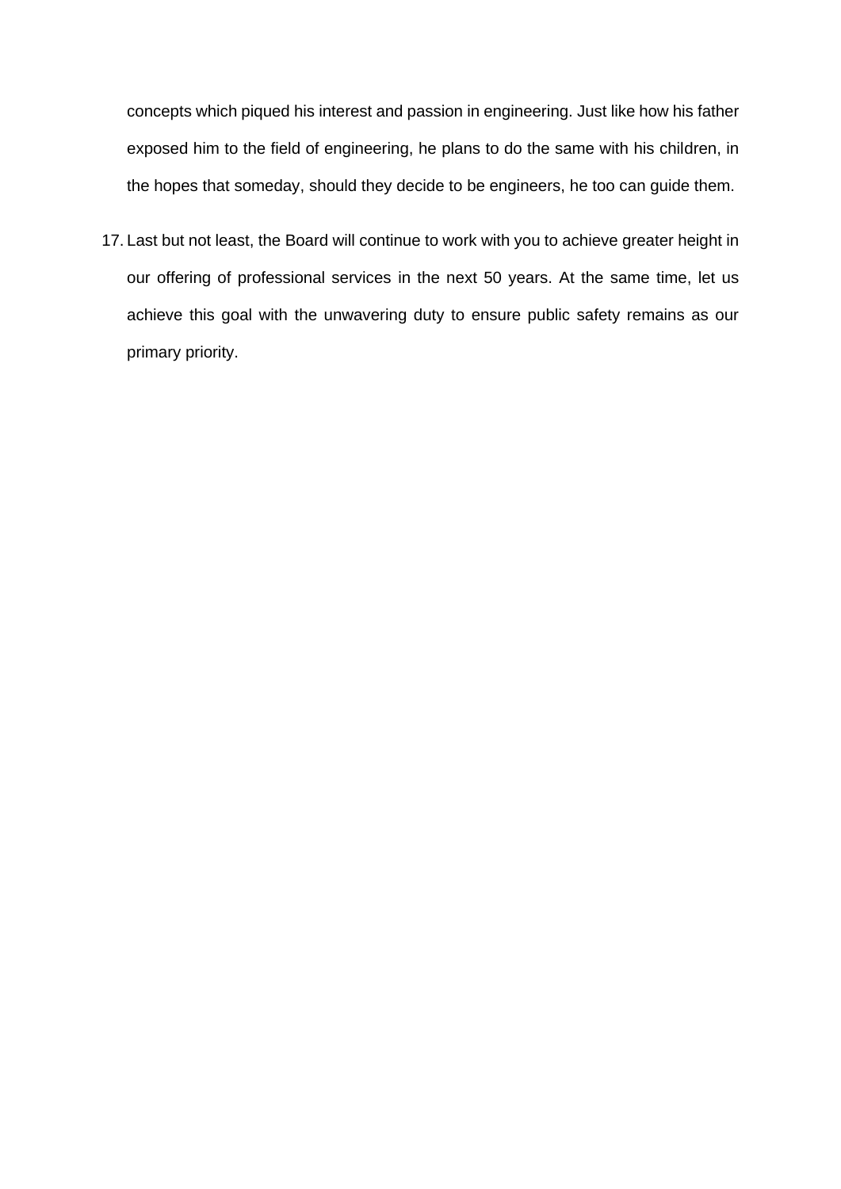concepts which piqued his interest and passion in engineering. Just like how his father exposed him to the field of engineering, he plans to do the same with his children, in the hopes that someday, should they decide to be engineers, he too can guide them.

17. Last but not least, the Board will continue to work with you to achieve greater height in our offering of professional services in the next 50 years. At the same time, let us achieve this goal with the unwavering duty to ensure public safety remains as our primary priority.